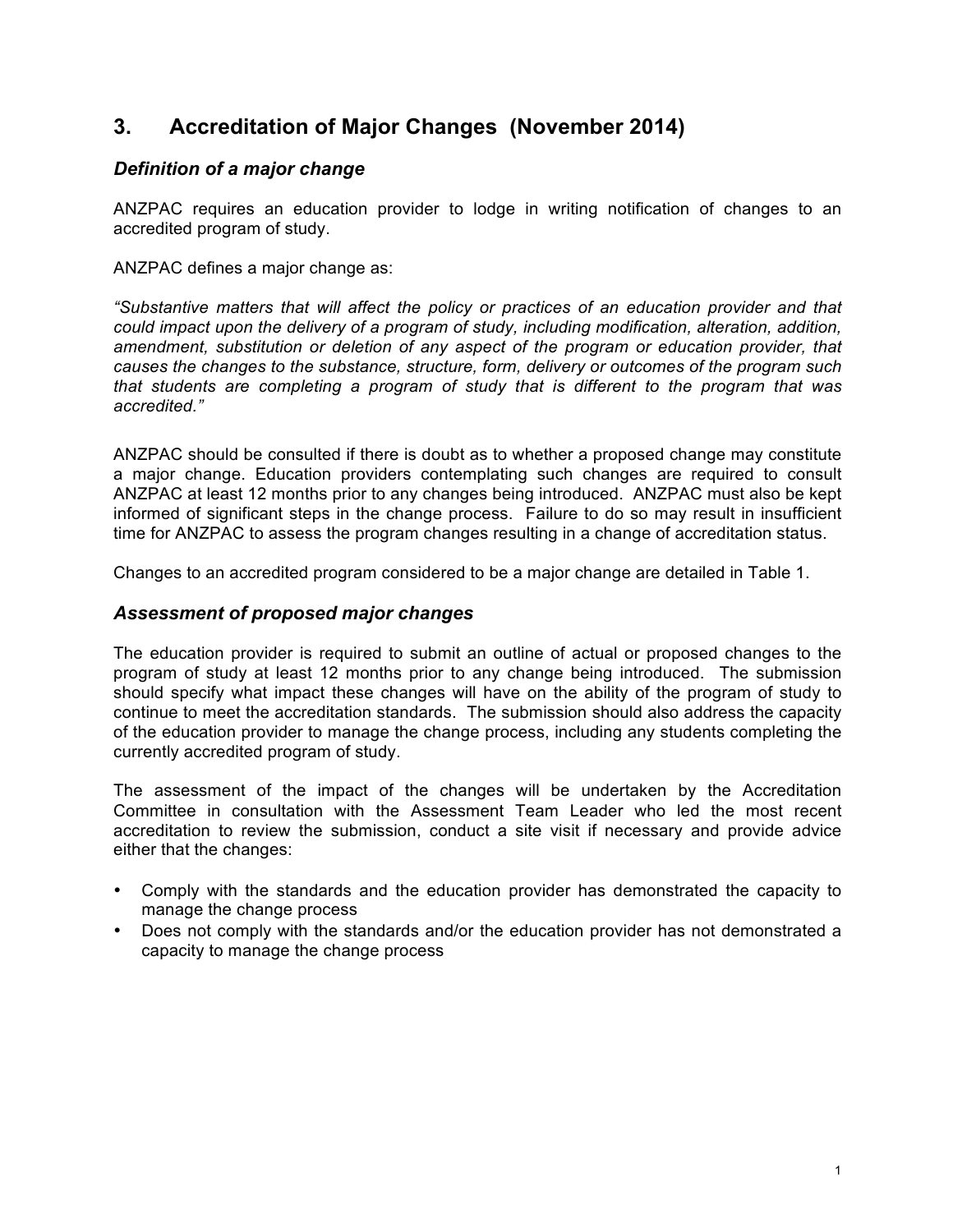# 3. Accreditation of Major Changes (November 2014)

### *Definition of a major change*

ANZPAC requires an education provider to lodge in writing notification of changes to an accredited program of study.

ANZPAC defines a major change as:

*"Substantive matters that will affect the policy or practices of an education provider and that could impact upon the delivery of a program of study, including modification, alteration, addition, amendment, substitution or deletion of any aspect of the program or education provider, that causes the changes to the substance, structure, form, delivery or outcomes of the program such that students are completing a program of study that is different to the program that was accredited."*

ANZPAC should be consulted if there is doubt as to whether a proposed change may constitute a major change. Education providers contemplating such changes are required to consult ANZPAC at least 12 months prior to any changes being introduced. ANZPAC must also be kept informed of significant steps in the change process. Failure to do so may result in insufficient time for ANZPAC to assess the program changes resulting in a change of accreditation status.

Changes to an accredited program considered to be a major change are detailed in Table 1.

### *Assessment of proposed major changes*

The education provider is required to submit an outline of actual or proposed changes to the program of study at least 12 months prior to any change being introduced. The submission should specify what impact these changes will have on the ability of the program of study to continue to meet the accreditation standards. The submission should also address the capacity of the education provider to manage the change process, including any students completing the currently accredited program of study.

The assessment of the impact of the changes will be undertaken by the Accreditation Committee in consultation with the Assessment Team Leader who led the most recent accreditation to review the submission, conduct a site visit if necessary and provide advice either that the changes:

- Comply with the standards and the education provider has demonstrated the capacity to manage the change process
- Does not comply with the standards and/or the education provider has not demonstrated a capacity to manage the change process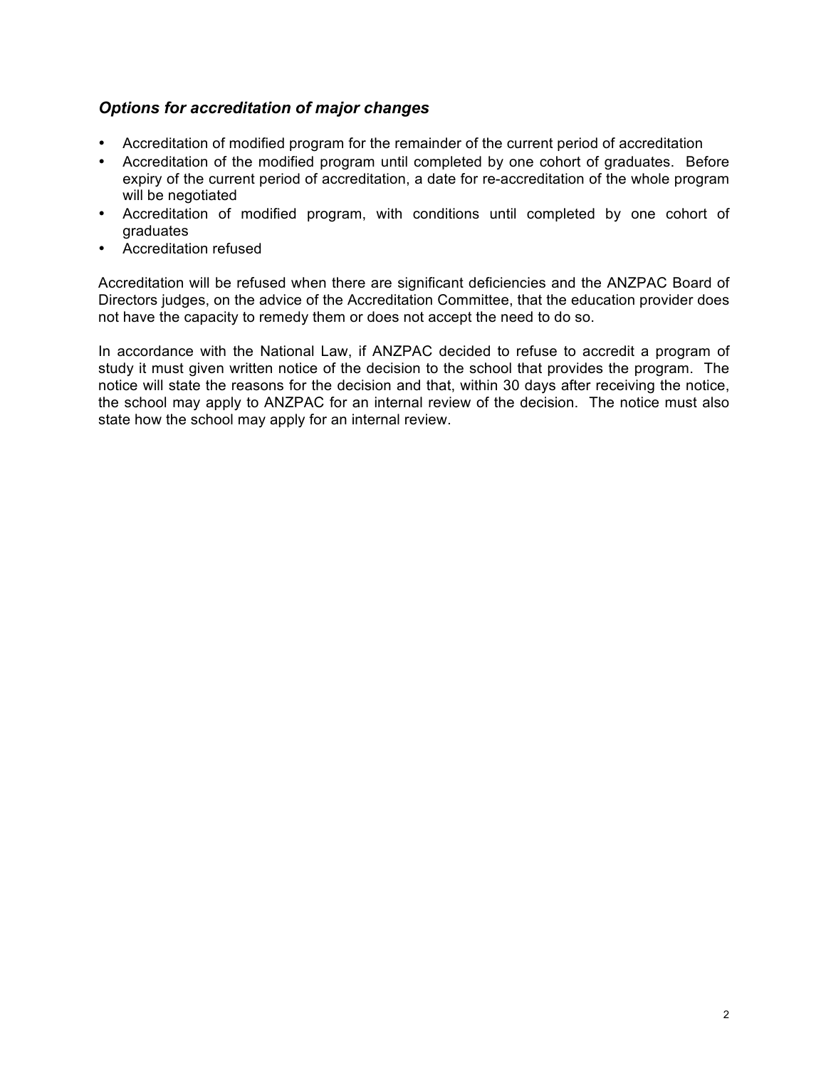### *Options for accreditation of major changes*

- Accreditation of modified program for the remainder of the current period of accreditation
- Accreditation of the modified program until completed by one cohort of graduates. Before expiry of the current period of accreditation, a date for re-accreditation of the whole program will be negotiated
- Accreditation of modified program, with conditions until completed by one cohort of graduates
- Accreditation refused

Accreditation will be refused when there are significant deficiencies and the ANZPAC Board of Directors judges, on the advice of the Accreditation Committee, that the education provider does not have the capacity to remedy them or does not accept the need to do so.

In accordance with the National Law, if ANZPAC decided to refuse to accredit a program of study it must given written notice of the decision to the school that provides the program. The notice will state the reasons for the decision and that, within 30 days after receiving the notice, the school may apply to ANZPAC for an internal review of the decision. The notice must also state how the school may apply for an internal review.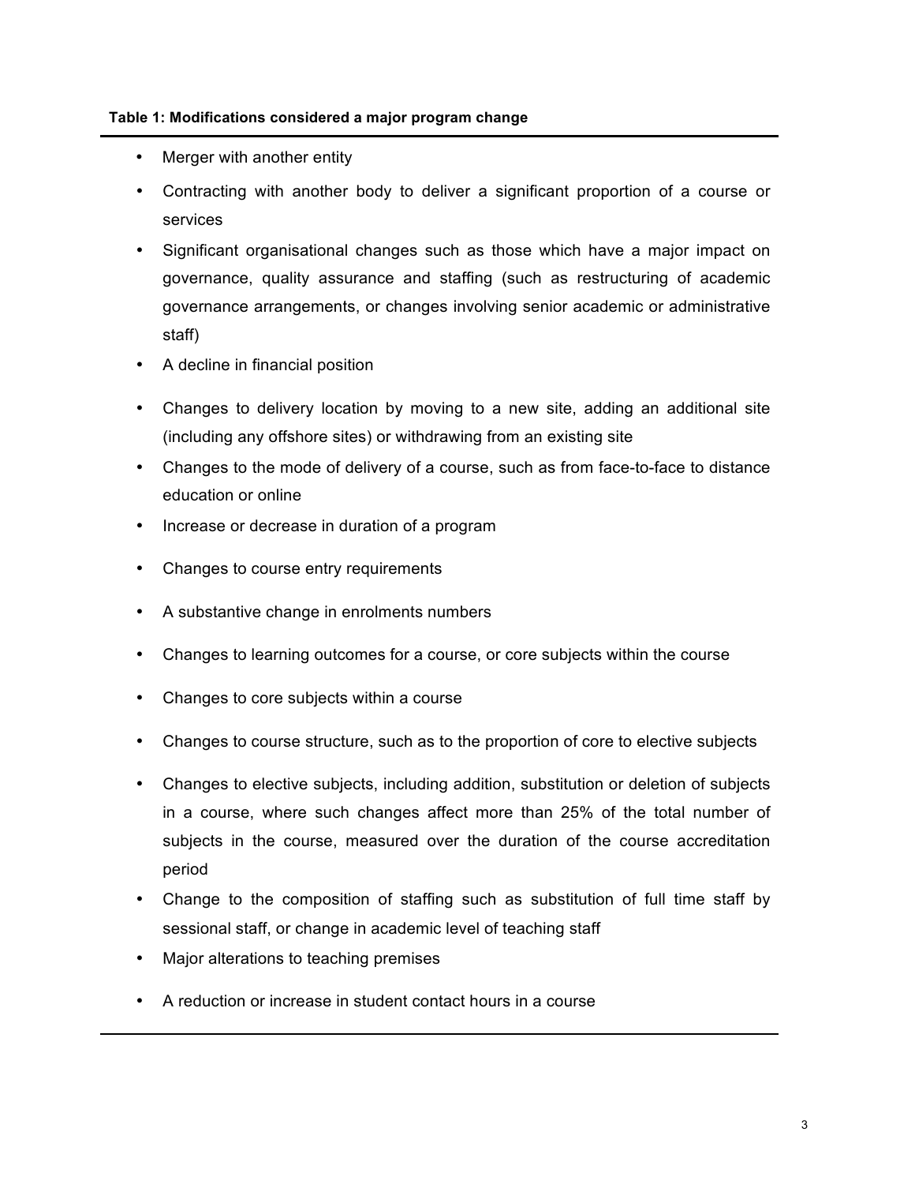**Table 1: Modifications considered a major program change**

- Merger with another entity
- Contracting with another body to deliver a significant proportion of a course or services
- Significant organisational changes such as those which have a major impact on governance, quality assurance and staffing (such as restructuring of academic governance arrangements, or changes involving senior academic or administrative staff)
- A decline in financial position
- Changes to delivery location by moving to a new site, adding an additional site (including any offshore sites) or withdrawing from an existing site
- Changes to the mode of delivery of a course, such as from face-to-face to distance education or online
- Increase or decrease in duration of a program
- Changes to course entry requirements
- A substantive change in enrolments numbers
- Changes to learning outcomes for a course, or core subjects within the course
- Changes to core subjects within a course
- Changes to course structure, such as to the proportion of core to elective subjects
- Changes to elective subjects, including addition, substitution or deletion of subjects in a course, where such changes affect more than 25% of the total number of subjects in the course, measured over the duration of the course accreditation period
- Change to the composition of staffing such as substitution of full time staff by sessional staff, or change in academic level of teaching staff
- Major alterations to teaching premises
- A reduction or increase in student contact hours in a course